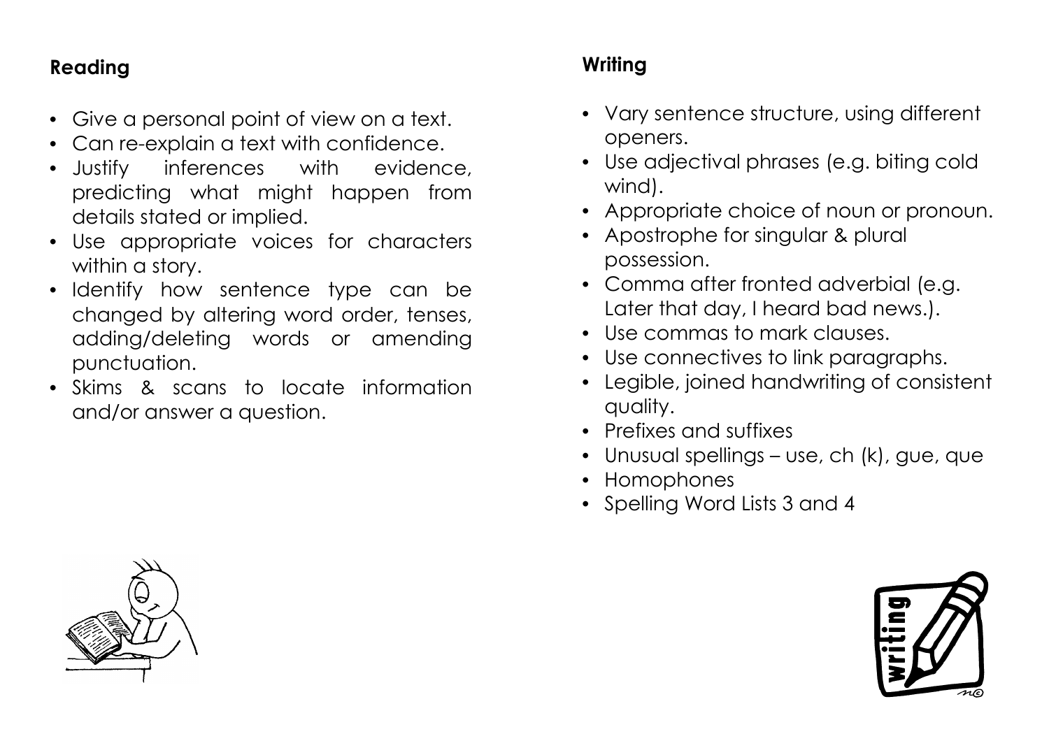## Reading

- Give a personal point of view on a text.
- Can re-explain a text with confidence.
- Justify inferences with evidence, predicting what might happen from details stated or implied.
- Use appropriate voices for characters within a story.
- Identify how sentence type can be changed by altering word order, tenses, adding/deleting words or amending punctuation.
- Skims & scans to locate information and/or answer a question.

## Writing

- Vary sentence structure, using different openers.
- Use adjectival phrases (e.g. biting cold wind).
- Appropriate choice of noun or pronoun.
- Apostrophe for singular & plural possession.
- Comma after fronted adverbial (e.g. Later that day, I heard bad news.).
- Use commas to mark clauses.
- Use connectives to link paragraphs.
- Legible, joined handwriting of consistent quality.
- Prefixes and suffixes
- Unusual spellings – use, ch (k), gue, que
- Homophones
- Spelling Word Lists 3 and 4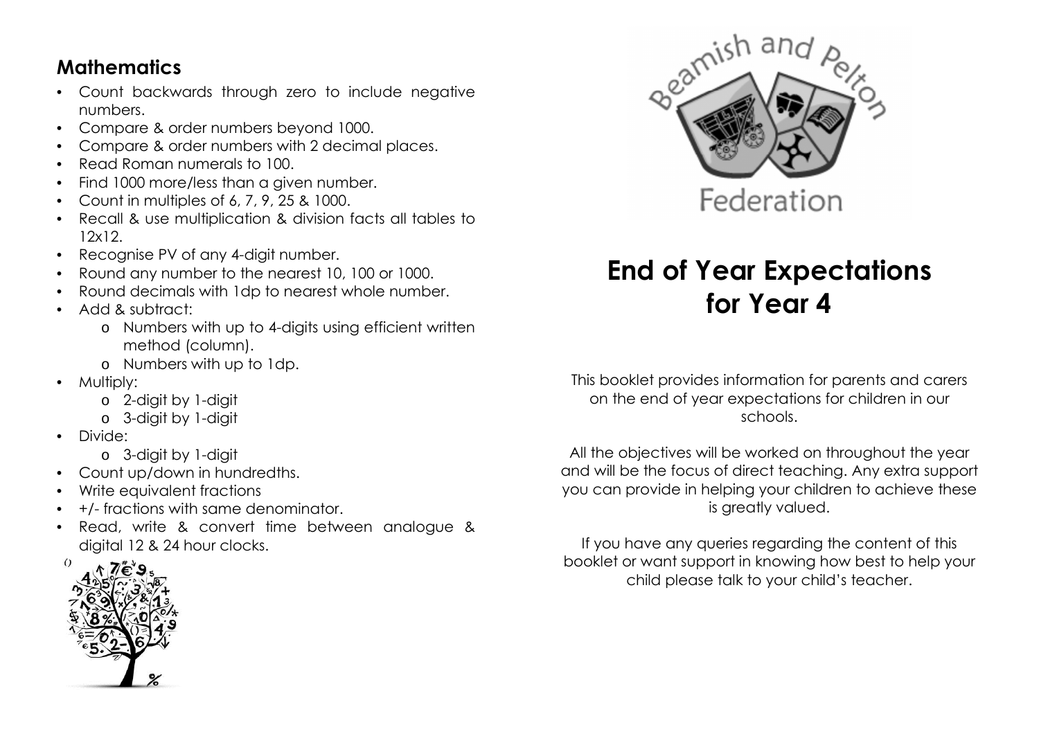## Mathematics

- Count backwards through zero to include negative numbers.
- Compare & order numbers beyond 1000.
- Compare & order numbers with 2 decimal places.
- Read Roman numerals to 100.
- Find 1000 more/less than a given number.
- Count in multiples of 6, 7, 9, 25 & 1000.
- Recall & use multiplication & division facts all tables to 12x12.
- Recognise PV of any 4-digit number.
- Round any number to the nearest 10, 100 or 1000.
- Round decimals with 1dp to nearest whole number.
- Add & subtract:
    - Numbers with up to 4-digits using efficient written method (column).
    - Numbers with up to 1dp.
- Multiply:
    - 2-digit by 1-digit
    - 3-digit by 1-digit
- Divide:
    - 3-digit by 1-digit
- Count up/down in hundredths.
- Write equivalent fractions
- +/- fractions with same denominator.
- Read, write & convert time between analogue & digital 12 & 24 hour clocks.

Beamish and Pelton Federation

# End of Year Expectations for Year 4

This booklet provides information for parents and carers on the end of year expectations for children in our schools.

All the objectives will be worked on throughout the year and will be the focus of direct teaching. Any extra support you can provide in helping your children to achieve these is greatly valued.

If you have any queries regarding the content of this booklet or want support in knowing how best to help your child please talk to your child's teacher.